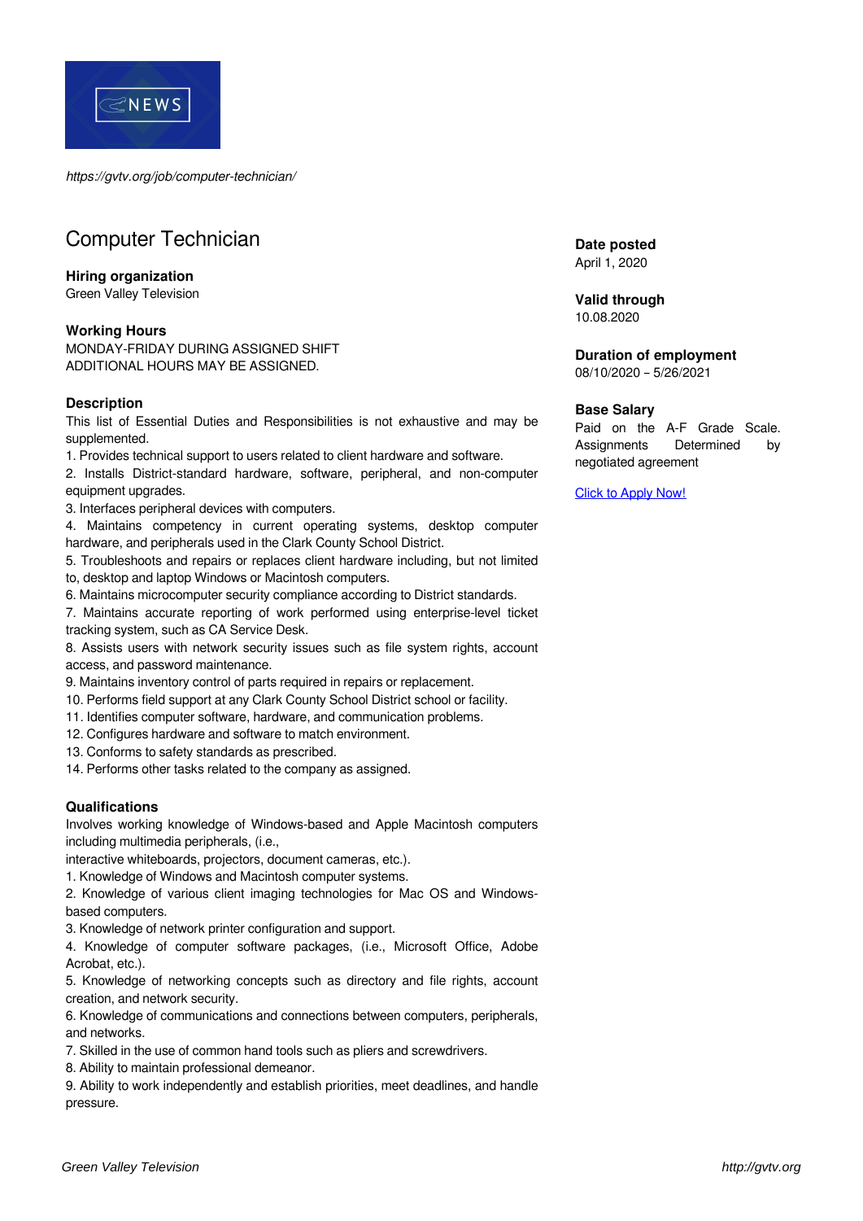*https://gvtv.org/job/computer-technician/*

# Computer Technician

**Hiring organization**
Green Valley Television

**Working Hours**
MONDAY-FRIDAY DURING ASSIGNED SHIFT
ADDITIONAL HOURS MAY BE ASSIGNED.

**Description**
This list of Essential Duties and Responsibilities is not exhaustive and may be supplemented.

1. Provides technical support to users related to client hardware and software.
2. Installs District-standard hardware, software, peripheral, and non-computer equipment upgrades.
3. Interfaces peripheral devices with computers.
4. Maintains competency in current operating systems, desktop computer hardware, and peripherals used in the Clark County School District.
5. Troubleshoots and repairs or replaces client hardware including, but not limited to, desktop and laptop Windows or Macintosh computers.
6. Maintains microcomputer security compliance according to District standards.
7. Maintains accurate reporting of work performed using enterprise-level ticket tracking system, such as CA Service Desk.
8. Assists users with network security issues such as file system rights, account access, and password maintenance.
9. Maintains inventory control of parts required in repairs or replacement.
10. Performs field support at any Clark County School District school or facility.
11. Identifies computer software, hardware, and communication problems.
12. Configures hardware and software to match environment.
13. Conforms to safety standards as prescribed.
14. Performs other tasks related to the company as assigned.

**Qualifications**
Involves working knowledge of Windows-based and Apple Macintosh computers including multimedia peripherals, (i.e.,
interactive whiteboards, projectors, document cameras, etc.).

1. Knowledge of Windows and Macintosh computer systems.
2. Knowledge of various client imaging technologies for Mac OS and Windows-based computers.
3. Knowledge of network printer configuration and support.
4. Knowledge of computer software packages, (i.e., Microsoft Office, Adobe Acrobat, etc.).
5. Knowledge of networking concepts such as directory and file rights, account creation, and network security.
6. Knowledge of communications and connections between computers, peripherals, and networks.
7. Skilled in the use of common hand tools such as pliers and screwdrivers.
8. Ability to maintain professional demeanor.
9. Ability to work independently and establish priorities, meet deadlines, and handle pressure.

**Date posted**
April 1, 2020

**Valid through**
10.08.2020

**Duration of employment**
08/10/2020 – 5/26/2021

**Base Salary**
Paid on the A-F Grade Scale. Assignments Determined by negotiated agreement

Click to Apply Now!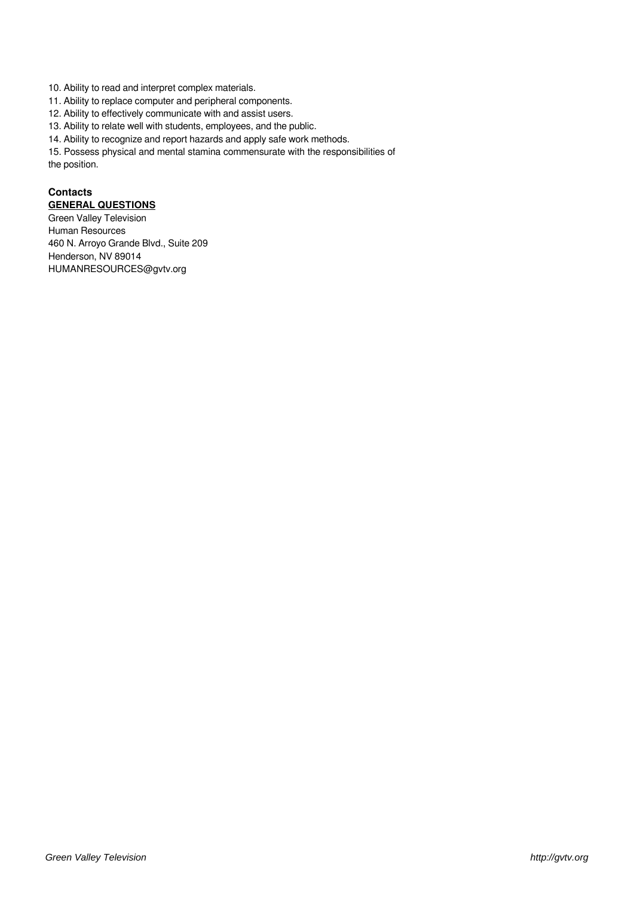10. Ability to read and interpret complex materials.
11. Ability to replace computer and peripheral components.
12. Ability to effectively communicate with and assist users.
13. Ability to relate well with students, employees, and the public.
14. Ability to recognize and report hazards and apply safe work methods.
15. Possess physical and mental stamina commensurate with the responsibilities of the position.

**Contacts**

**GENERAL QUESTIONS**

Green Valley Television
Human Resources
460 N. Arroyo Grande Blvd., Suite 209
Henderson, NV 89014
HUMANRESOURCES@gvtv.org